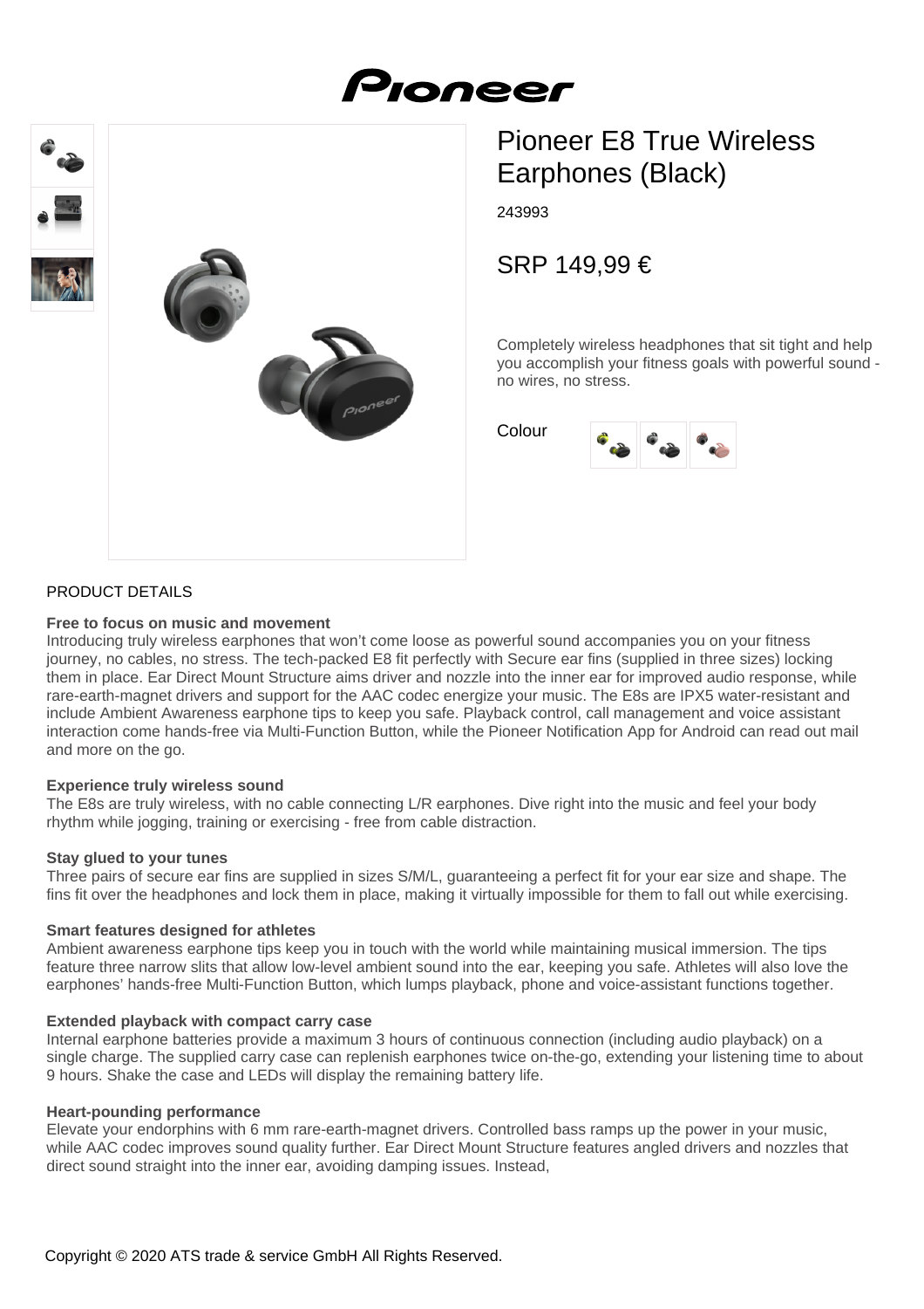# Pioneer E8 True Wireless Earphones (Black)

243993

## SRP 149,99 €

Completely wireless headphones that sit tight and help you accomplish your fitness goals with powerful sound - no wires, no stress.

Colour

PRODUCT DETAILS

**Free to focus on music and movement**
Introducing truly wireless earphones that won't come loose as powerful sound accompanies you on your fitness journey, no cables, no stress. The tech-packed E8 fit perfectly with Secure ear fins (supplied in three sizes) locking them in place. Ear Direct Mount Structure aims driver and nozzle into the inner ear for improved audio response, while rare-earth-magnet drivers and support for the AAC codec energize your music. The E8s are IPX5 water-resistant and include Ambient Awareness earphone tips to keep you safe. Playback control, call management and voice assistant interaction come hands-free via Multi-Function Button, while the Pioneer Notification App for Android can read out mail and more on the go.

**Experience truly wireless sound**
The E8s are truly wireless, with no cable connecting L/R earphones. Dive right into the music and feel your body rhythm while jogging, training or exercising - free from cable distraction.

**Stay glued to your tunes**
Three pairs of secure ear fins are supplied in sizes S/M/L, guaranteeing a perfect fit for your ear size and shape. The fins fit over the headphones and lock them in place, making it virtually impossible for them to fall out while exercising.

**Smart features designed for athletes**
Ambient awareness earphone tips keep you in touch with the world while maintaining musical immersion. The tips feature three narrow slits that allow low-level ambient sound into the ear, keeping you safe. Athletes will also love the earphones' hands-free Multi-Function Button, which lumps playback, phone and voice-assistant functions together.

**Extended playback with compact carry case**
Internal earphone batteries provide a maximum 3 hours of continuous connection (including audio playback) on a single charge. The supplied carry case can replenish earphones twice on-the-go, extending your listening time to about 9 hours. Shake the case and LEDs will display the remaining battery life.

**Heart-pounding performance**
Elevate your endorphins with 6 mm rare-earth-magnet drivers. Controlled bass ramps up the power in your music, while AAC codec improves sound quality further. Ear Direct Mount Structure features angled drivers and nozzles that direct sound straight into the inner ear, avoiding damping issues. Instead,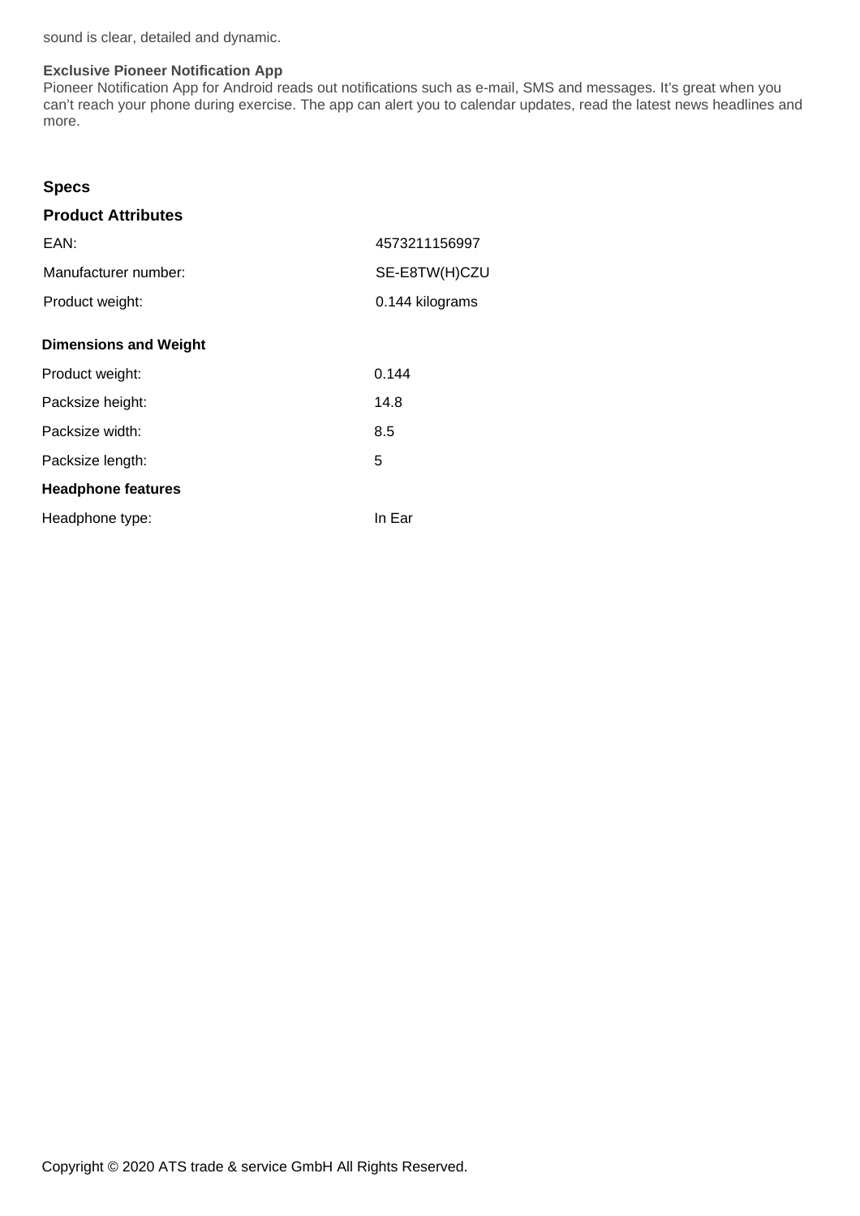sound is clear, detailed and dynamic.

**Exclusive Pioneer Notification App**
Pioneer Notification App for Android reads out notifications such as e-mail, SMS and messages. It's great when you can't reach your phone during exercise. The app can alert you to calendar updates, read the latest news headlines and more.

## Specs

### Product Attributes

| | |
|---|---|
| EAN: | 4573211156997 |
| Manufacturer number: | SE-E8TW(H)CZU |
| Product weight: | 0.144 kilograms |

### Dimensions and Weight

| | |
|---|---|
| Product weight: | 0.144 |
| Packsize height: | 14.8 |
| Packsize width: | 8.5 |
| Packsize length: | 5 |

### Headphone features

| | |
|---|---|
| Headphone type: | In Ear |

Copyright © 2020 ATS trade & service GmbH All Rights Reserved.